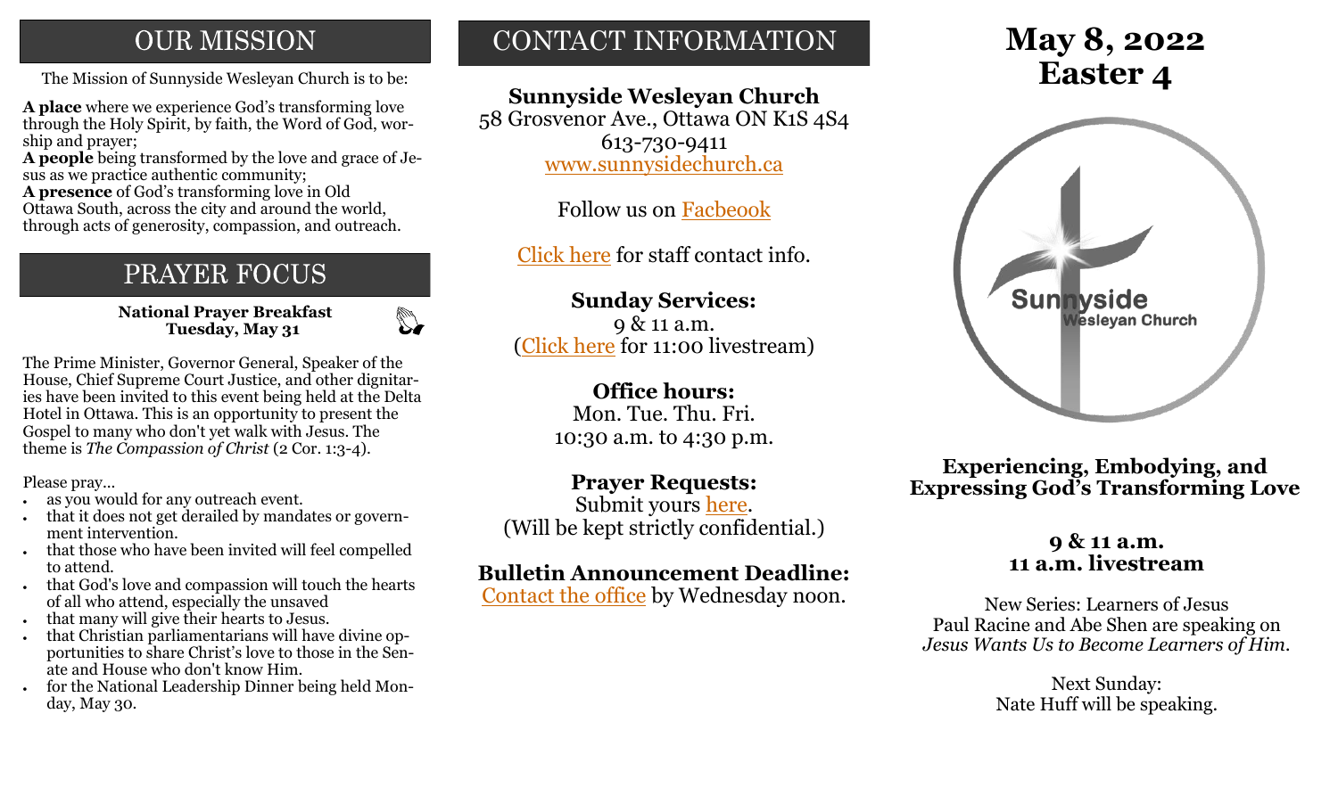# OUR MISSION

The Mission of Sunnyside Wesleyan Church is to be:

**A place** where we experience God's transforming love through the Holy Spirit, by faith, the Word of God, worship and prayer;
**A people** being transformed by the love and grace of Jesus as we practice authentic community;
**A presence** of God's transforming love in Old Ottawa South, across the city and around the world, through acts of generosity, compassion, and outreach.

# PRAYER FOCUS

**National Prayer Breakfast**
**Tuesday, May 31**

The Prime Minister, Governor General, Speaker of the House, Chief Supreme Court Justice, and other dignitaries have been invited to this event being held at the Delta Hotel in Ottawa. This is an opportunity to present the Gospel to many who don't yet walk with Jesus. The theme is *The Compassion of Christ* (2 Cor. 1:3-4).

Please pray...

- as you would for any outreach event.
- that it does not get derailed by mandates or government intervention.
- that those who have been invited will feel compelled to attend.
- that God's love and compassion will touch the hearts of all who attend, especially the unsaved
- that many will give their hearts to Jesus.
- that Christian parliamentarians will have divine opportunities to share Christ's love to those in the Senate and House who don't know Him.
- for the National Leadership Dinner being held Monday, May 30.

# CONTACT INFORMATION

**Sunnyside Wesleyan Church**
58 Grosvenor Ave., Ottawa ON K1S 4S4
613-730-9411
www.sunnysidechurch.ca

Follow us on Facbeook

Click here for staff contact info.

**Sunday Services:**
9 & 11 a.m.
(Click here for 11:00 livestream)

**Office hours:**
Mon. Tue. Thu. Fri.
10:30 a.m. to 4:30 p.m.

**Prayer Requests:**
Submit yours here.
(Will be kept strictly confidential.)

**Bulletin Announcement Deadline:**
Contact the office by Wednesday noon.

# May 8, 2022
# Easter 4

Sunnyside
Wesleyan Church

**Experiencing, Embodying, and Expressing God's Transforming Love**

**9 & 11 a.m.**
**11 a.m. livestream**

New Series: Learners of Jesus
Paul Racine and Abe Shen are speaking on *Jesus Wants Us to Become Learners of Him.*

Next Sunday:
Nate Huff will be speaking.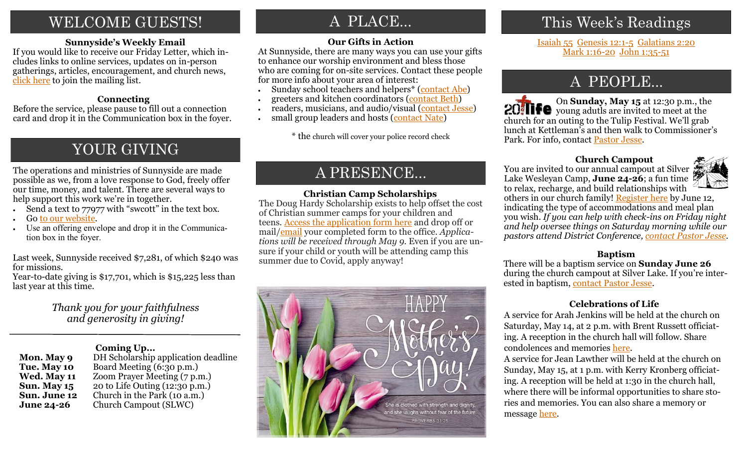# WELCOME GUESTS!

**Sunnyside's Weekly Email**

If you would like to receive our Friday Letter, which includes links to online services, updates on in-person gatherings, articles, encouragement, and church news, click here to join the mailing list.

**Connecting**

Before the service, please pause to fill out a connection card and drop it in the Communication box in the foyer.

# YOUR GIVING

The operations and ministries of Sunnyside are made possible as we, from a love response to God, freely offer our time, money, and talent. There are several ways to help support this work we're in together.

- Send a text to 77977 with "swcott" in the text box.
- Go to our website.
- Use an offering envelope and drop it in the Communication box in the foyer.

Last week, Sunnyside received $7,281, of which $240 was for missions.

Year-to-date giving is $17,701, which is $15,225 less than last year at this time.

*Thank you for your faithfulness and generosity in giving!*

**Coming Up...**

| | |
|---|---|
| **Mon. May 9** | DH Scholarship application deadline |
| **Tue. May 10** | Board Meeting (6:30 p.m.) |
| **Wed. May 11** | Zoom Prayer Meeting (7 p.m.) |
| **Sun. May 15** | 20 to Life Outing (12:30 p.m.) |
| **Sun. June 12** | Church in the Park (10 a.m.) |
| **June 24-26** | Church Campout (SLWC) |

# A PLACE...

**Our Gifts in Action**

At Sunnyside, there are many ways you can use your gifts to enhance our worship environment and bless those who are coming for on-site services. Contact these people for more info about your area of interest:

- Sunday school teachers and helpers* (contact Abe)
- greeters and kitchen coordinators (contact Beth)
- readers, musicians, and audio/visual (contact Jesse)
- small group leaders and hosts (contact Nate)

\* the church will cover your police record check

# A PRESENCE...

**Christian Camp Scholarships**

The Doug Hardy Scholarship exists to help offset the cost of Christian summer camps for your children and teens. Access the application form here and drop off or mail/email your completed form to the office. *Applications will be received through May 9.* Even if you are unsure if your child or youth will be attending camp this summer due to Covid, apply anyway!

HAPPY Mother's Day!

She is clothed with strength and dignity, and she laughs without fear of the future. PROVERBS 31:25

# This Week's Readings

Isaiah 55 Genesis 12:1-5 Galatians 2:20 Mark 1:16-20 John 1:35-51

# A PEOPLE...

On **Sunday, May 15** at 12:30 p.m., the young adutls are invited to meet at the church for an outing to the Tulip Festival. We'll grab lunch at Kettleman's and then walk to Commissioner's Park. For info, contact Pastor Jesse.

**Church Campout**

You are invited to our annual campout at Silver Lake Wesleyan Camp, **June 24-26**; a fun time to relax, recharge, and build relationships with others in our church family! Register here by June 12, indicating the type of accommodations and meal plan you wish. *If you can help with check-ins on Friday night and help oversee things on Saturday morning while our pastors attend District Conference, contact Pastor Jesse.*

**Baptism**

There will be a baptism service on **Sunday June 26** during the church campout at Silver Lake. If you're interested in baptism, contact Pastor Jesse.

**Celebrations of Life**

A service for Arah Jenkins will be held at the church on Saturday, May 14, at 2 p.m. with Brent Russett officiating. A reception in the church hall will follow. Share condolences and memories here.

A service for Jean Lawther will be held at the church on Sunday, May 15, at 1 p.m. with Kerry Kronberg officiating. A reception will be held at 1:30 in the church hall, where there will be informal opportunities to share stories and memories. You can also share a memory or message here.